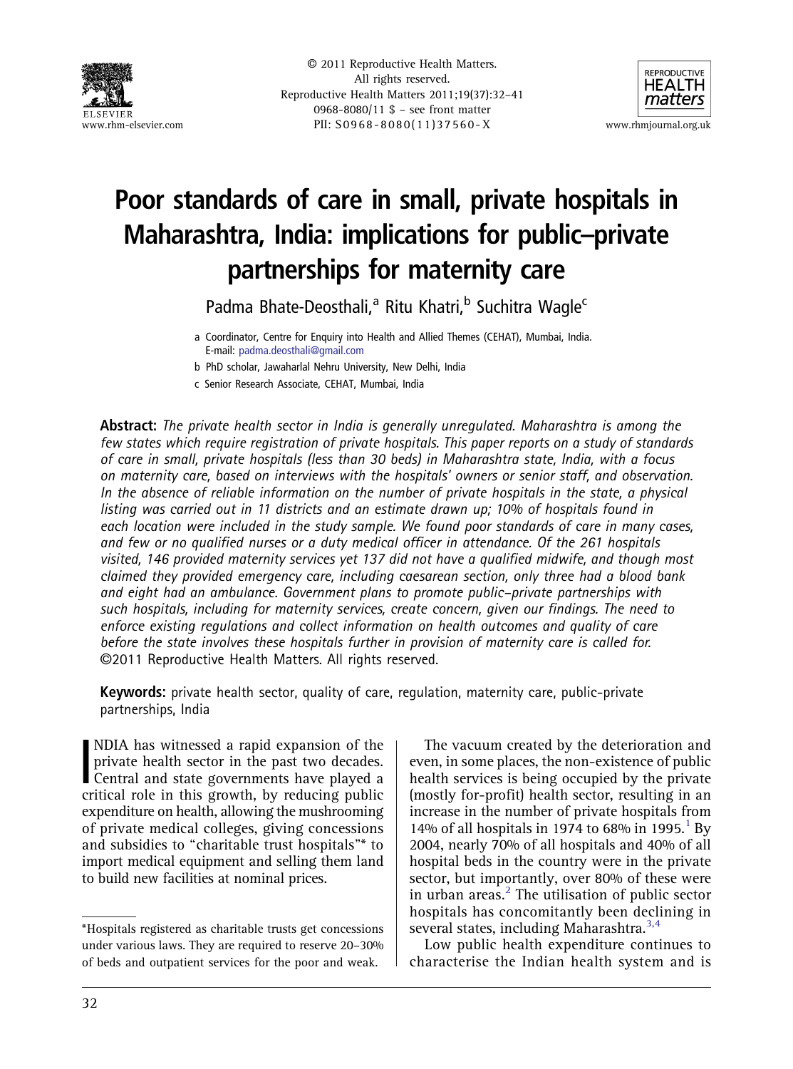# Poor standards of care in small, private hospitals in Maharashtra, India: implications for public–private partnerships for maternity care

Padma Bhate-Deosthali,[a] Ritu Khatri,[b] Suchitra Wagle[c]

a Coordinator, Centre for Enquiry into Health and Allied Themes (CEHAT), Mumbai, India. E-mail: padma.deosthali@gmail.com

b PhD scholar, Jawaharlal Nehru University, New Delhi, India

c Senior Research Associate, CEHAT, Mumbai, India

**Abstract:** *The private health sector in India is generally unregulated. Maharashtra is among the few states which require registration of private hospitals. This paper reports on a study of standards of care in small, private hospitals (less than 30 beds) in Maharashtra state, India, with a focus on maternity care, based on interviews with the hospitals' owners or senior staff, and observation. In the absence of reliable information on the number of private hospitals in the state, a physical listing was carried out in 11 districts and an estimate drawn up; 10% of hospitals found in each location were included in the study sample. We found poor standards of care in many cases, and few or no qualified nurses or a duty medical officer in attendance. Of the 261 hospitals visited, 146 provided maternity services yet 137 did not have a qualified midwife, and though most claimed they provided emergency care, including caesarean section, only three had a blood bank and eight had an ambulance. Government plans to promote public–private partnerships with such hospitals, including for maternity services, create concern, given our findings. The need to enforce existing regulations and collect information on health outcomes and quality of care before the state involves these hospitals further in provision of maternity care is called for.* ©2011 Reproductive Health Matters. All rights reserved.

**Keywords:** private health sector, quality of care, regulation, maternity care, public-private partnerships, India

INDIA has witnessed a rapid expansion of the private health sector in the past two decades. Central and state governments have played a critical role in this growth, by reducing public expenditure on health, allowing the mushrooming of private medical colleges, giving concessions and subsidies to "charitable trust hospitals"* to import medical equipment and selling them land to build new facilities at nominal prices.

The vacuum created by the deterioration and even, in some places, the non-existence of public health services is being occupied by the private (mostly for-profit) health sector, resulting in an increase in the number of private hospitals from 14% of all hospitals in 1974 to 68% in 1995.[1] By 2004, nearly 70% of all hospitals and 40% of all hospital beds in the country were in the private sector, but importantly, over 80% of these were in urban areas.[2] The utilisation of public sector hospitals has concomitantly been declining in several states, including Maharashtra.[3,4]

Low public health expenditure continues to characterise the Indian health system and is

*Hospitals registered as charitable trusts get concessions under various laws. They are required to reserve 20–30% of beds and outpatient services for the poor and weak.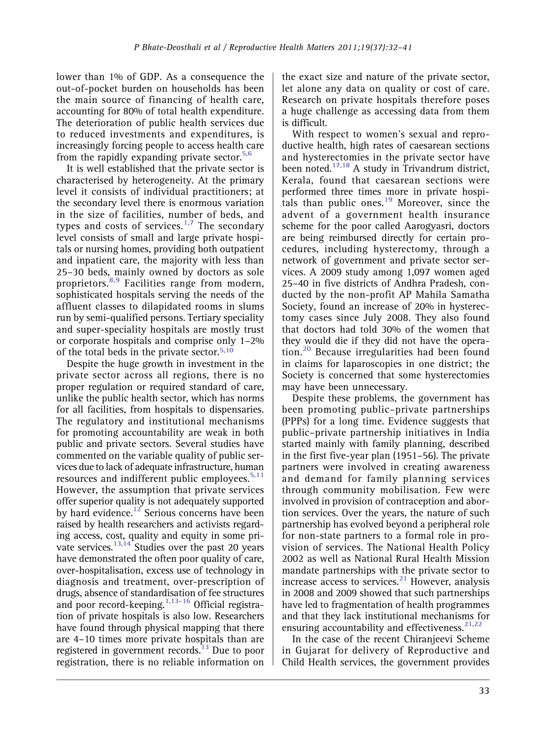lower than 1% of GDP. As a consequence the out-of-pocket burden on households has been the main source of financing of health care, accounting for 80% of total health expenditure. The deterioration of public health services due to reduced investments and expenditures, is increasingly forcing people to access health care from the rapidly expanding private sector.[5,6]

It is well established that the private sector is characterised by heterogeneity. At the primary level it consists of individual practitioners; at the secondary level there is enormous variation in the size of facilities, number of beds, and types and costs of services.[1,7] The secondary level consists of small and large private hospitals or nursing homes, providing both outpatient and inpatient care, the majority with less than 25–30 beds, mainly owned by doctors as sole proprietors.[8,9] Facilities range from modern, sophisticated hospitals serving the needs of the affluent classes to dilapidated rooms in slums run by semi-qualified persons. Tertiary speciality and super-speciality hospitals are mostly trust or corporate hospitals and comprise only 1–2% of the total beds in the private sector.[5,10]

Despite the huge growth in investment in the private sector across all regions, there is no proper regulation or required standard of care, unlike the public health sector, which has norms for all facilities, from hospitals to dispensaries. The regulatory and institutional mechanisms for promoting accountability are weak in both public and private sectors. Several studies have commented on the variable quality of public services due to lack of adequate infrastructure, human resources and indifferent public employees.[5,11] However, the assumption that private services offer superior quality is not adequately supported by hard evidence.[12] Serious concerns have been raised by health researchers and activists regarding access, cost, quality and equity in some private services.[13,14] Studies over the past 20 years have demonstrated the often poor quality of care, over-hospitalisation, excess use of technology in diagnosis and treatment, over-prescription of drugs, absence of standardisation of fee structures and poor record-keeping.[1,13–16] Official registration of private hospitals is also low. Researchers have found through physical mapping that there are 4–10 times more private hospitals than are registered in government records.[13] Due to poor registration, there is no reliable information on the exact size and nature of the private sector, let alone any data on quality or cost of care. Research on private hospitals therefore poses a huge challenge as accessing data from them is difficult.

With respect to women's sexual and reproductive health, high rates of caesarean sections and hysterectomies in the private sector have been noted.[17,18] A study in Trivandrum district, Kerala, found that caesarean sections were performed three times more in private hospitals than public ones.[19] Moreover, since the advent of a government health insurance scheme for the poor called Aarogyasri, doctors are being reimbursed directly for certain procedures, including hysterectomy, through a network of government and private sector services. A 2009 study among 1,097 women aged 25–40 in five districts of Andhra Pradesh, conducted by the non-profit AP Mahila Samatha Society, found an increase of 20% in hysterectomy cases since July 2008. They also found that doctors had told 30% of the women that they would die if they did not have the operation.[20] Because irregularities had been found in claims for laparoscopies in one district; the Society is concerned that some hysterectomies may have been unnecessary.

Despite these problems, the government has been promoting public–private partnerships (PPPs) for a long time. Evidence suggests that public–private partnership initiatives in India started mainly with family planning, described in the first five-year plan (1951–56). The private partners were involved in creating awareness and demand for family planning services through community mobilisation. Few were involved in provision of contraception and abortion services. Over the years, the nature of such partnership has evolved beyond a peripheral role for non-state partners to a formal role in provision of services. The National Health Policy 2002 as well as National Rural Health Mission mandate partnerships with the private sector to increase access to services.[21] However, analysis in 2008 and 2009 showed that such partnerships have led to fragmentation of health programmes and that they lack institutional mechanisms for ensuring accountability and effectiveness.[21,22]

In the case of the recent Chiranjeevi Scheme in Gujarat for delivery of Reproductive and Child Health services, the government provides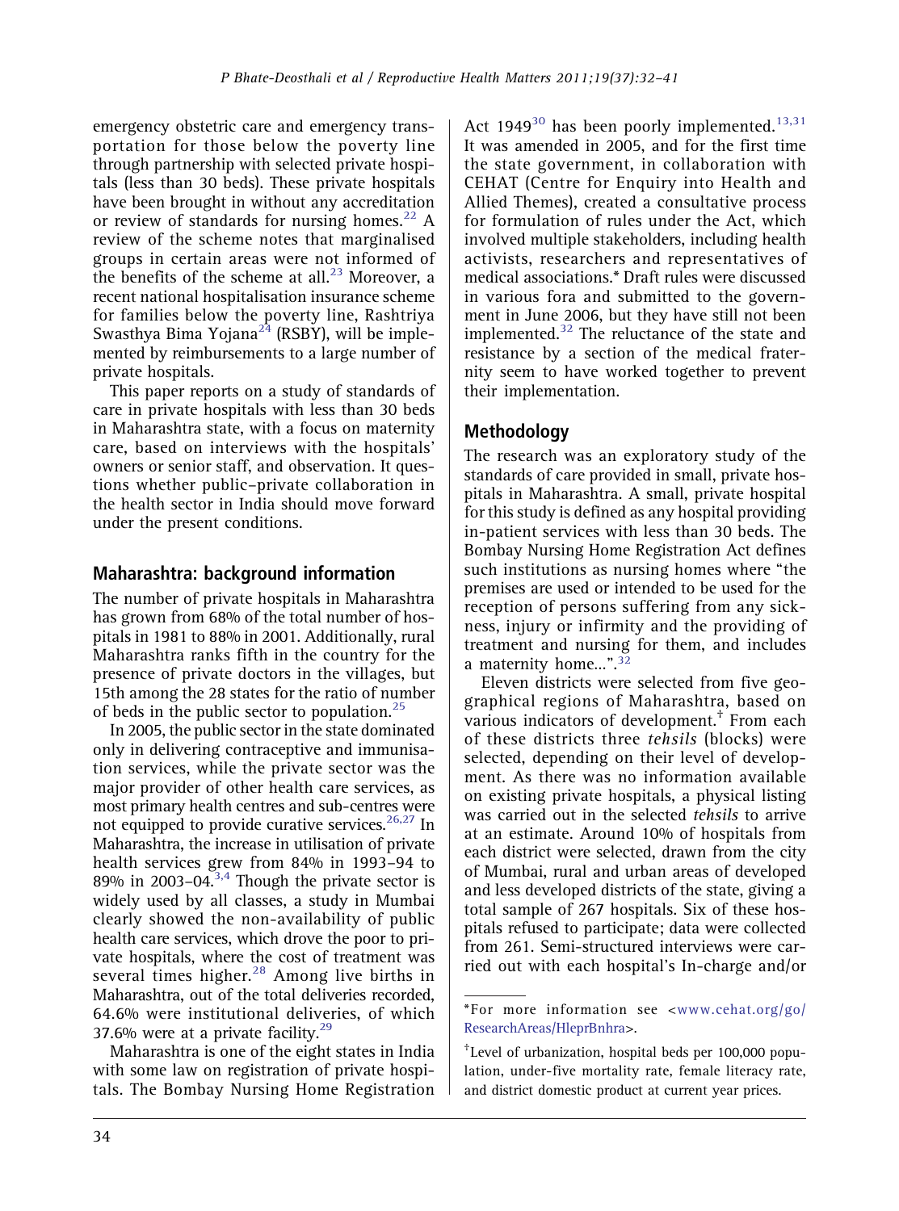emergency obstetric care and emergency transportation for those below the poverty line through partnership with selected private hospitals (less than 30 beds). These private hospitals have been brought in without any accreditation or review of standards for nursing homes.[22] A review of the scheme notes that marginalised groups in certain areas were not informed of the benefits of the scheme at all.[23] Moreover, a recent national hospitalisation insurance scheme for families below the poverty line, Rashtriya Swasthya Bima Yojana[24] (RSBY), will be implemented by reimbursements to a large number of private hospitals.

This paper reports on a study of standards of care in private hospitals with less than 30 beds in Maharashtra state, with a focus on maternity care, based on interviews with the hospitals' owners or senior staff, and observation. It questions whether public–private collaboration in the health sector in India should move forward under the present conditions.

## Maharashtra: background information

The number of private hospitals in Maharashtra has grown from 68% of the total number of hospitals in 1981 to 88% in 2001. Additionally, rural Maharashtra ranks fifth in the country for the presence of private doctors in the villages, but 15th among the 28 states for the ratio of number of beds in the public sector to population.[25]

In 2005, the public sector in the state dominated only in delivering contraceptive and immunisation services, while the private sector was the major provider of other health care services, as most primary health centres and sub-centres were not equipped to provide curative services.[26,27] In Maharashtra, the increase in utilisation of private health services grew from 84% in 1993–94 to 89% in 2003–04.[3,4] Though the private sector is widely used by all classes, a study in Mumbai clearly showed the non-availability of public health care services, which drove the poor to private hospitals, where the cost of treatment was several times higher.[28] Among live births in Maharashtra, out of the total deliveries recorded, 64.6% were institutional deliveries, of which 37.6% were at a private facility.[29]

Maharashtra is one of the eight states in India with some law on registration of private hospitals. The Bombay Nursing Home Registration Act 1949[30] has been poorly implemented.[13,31] It was amended in 2005, and for the first time the state government, in collaboration with CEHAT (Centre for Enquiry into Health and Allied Themes), created a consultative process for formulation of rules under the Act, which involved multiple stakeholders, including health activists, researchers and representatives of medical associations.* Draft rules were discussed in various fora and submitted to the government in June 2006, but they have still not been implemented.[32] The reluctance of the state and resistance by a section of the medical fraternity seem to have worked together to prevent their implementation.

## Methodology

The research was an exploratory study of the standards of care provided in small, private hospitals in Maharashtra. A small, private hospital for this study is defined as any hospital providing in-patient services with less than 30 beds. The Bombay Nursing Home Registration Act defines such institutions as nursing homes where "the premises are used or intended to be used for the reception of persons suffering from any sickness, injury or infirmity and the providing of treatment and nursing for them, and includes a maternity home...".[32]

Eleven districts were selected from five geographical regions of Maharashtra, based on various indicators of development.† From each of these districts three *tehsils* (blocks) were selected, depending on their level of development. As there was no information available on existing private hospitals, a physical listing was carried out in the selected *tehsils* to arrive at an estimate. Around 10% of hospitals from each district were selected, drawn from the city of Mumbai, rural and urban areas of developed and less developed districts of the state, giving a total sample of 267 hospitals. Six of these hospitals refused to participate; data were collected from 261. Semi-structured interviews were carried out with each hospital's In-charge and/or

---

*For more information see <www.cehat.org/go/ResearchAreas/HleprBnhra>.

†Level of urbanization, hospital beds per 100,000 population, under-five mortality rate, female literacy rate, and district domestic product at current year prices.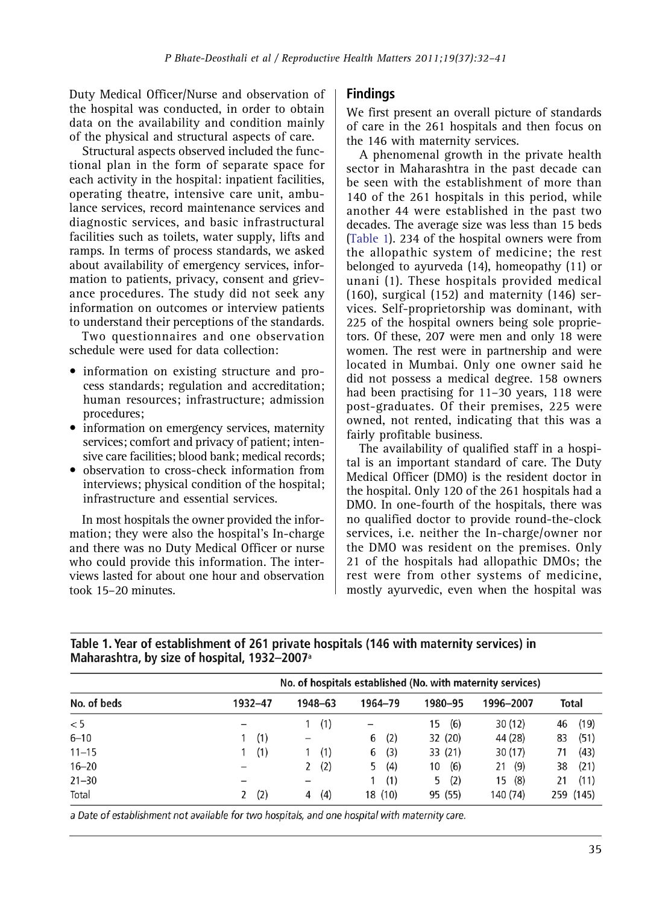Duty Medical Officer/Nurse and observation of the hospital was conducted, in order to obtain data on the availability and condition mainly of the physical and structural aspects of care.

Structural aspects observed included the functional plan in the form of separate space for each activity in the hospital: inpatient facilities, operating theatre, intensive care unit, ambulance services, record maintenance services and diagnostic services, and basic infrastructural facilities such as toilets, water supply, lifts and ramps. In terms of process standards, we asked about availability of emergency services, information to patients, privacy, consent and grievance procedures. The study did not seek any information on outcomes or interview patients to understand their perceptions of the standards.

Two questionnaires and one observation schedule were used for data collection:

- information on existing structure and process standards; regulation and accreditation; human resources; infrastructure; admission procedures;
- information on emergency services, maternity services; comfort and privacy of patient; intensive care facilities; blood bank; medical records;
- observation to cross-check information from interviews; physical condition of the hospital; infrastructure and essential services.

In most hospitals the owner provided the information; they were also the hospital's In-charge and there was no Duty Medical Officer or nurse who could provide this information. The interviews lasted for about one hour and observation took 15–20 minutes.

## Findings

We first present an overall picture of standards of care in the 261 hospitals and then focus on the 146 with maternity services.

A phenomenal growth in the private health sector in Maharashtra in the past decade can be seen with the establishment of more than 140 of the 261 hospitals in this period, while another 44 were established in the past two decades. The average size was less than 15 beds (Table 1). 234 of the hospital owners were from the allopathic system of medicine; the rest belonged to ayurveda (14), homeopathy (11) or unani (1). These hospitals provided medical (160), surgical (152) and maternity (146) services. Self-proprietorship was dominant, with 225 of the hospital owners being sole proprietors. Of these, 207 were men and only 18 were women. The rest were in partnership and were located in Mumbai. Only one owner said he did not possess a medical degree. 158 owners had been practising for 11–30 years, 118 were post-graduates. Of their premises, 225 were owned, not rented, indicating that this was a fairly profitable business.

The availability of qualified staff in a hospital is an important standard of care. The Duty Medical Officer (DMO) is the resident doctor in the hospital. Only 120 of the 261 hospitals had a DMO. In one-fourth of the hospitals, there was no qualified doctor to provide round-the-clock services, i.e. neither the In-charge/owner nor the DMO was resident on the premises. Only 21 of the hospitals had allopathic DMOs; the rest were from other systems of medicine, mostly ayurvedic, even when the hospital was

**Table 1. Year of establishment of 261 private hospitals (146 with maternity services) in Maharashtra, by size of hospital, 1932–2007[a]**

| | No. of hospitals established (No. with maternity services) | | | | | |
|---|---|---|---|---|---|---|
| No. of beds | 1932–47 | 1948–63 | 1964–79 | 1980–95 | 1996–2007 | Total |
| < 5 | – | 1 (1) | – | 15 (6) | 30 (12) | 46 (19) |
| 6–10 | 1 (1) | – | 6 (2) | 32 (20) | 44 (28) | 83 (51) |
| 11–15 | 1 (1) | 1 (1) | 6 (3) | 33 (21) | 30 (17) | 71 (43) |
| 16–20 | – | 2 (2) | 5 (4) | 10 (6) | 21 (9) | 38 (21) |
| 21–30 | – | – | 1 (1) | 5 (2) | 15 (8) | 21 (11) |
| Total | 2 (2) | 4 (4) | 18 (10) | 95 (55) | 140 (74) | 259 (145) |

*a Date of establishment not available for two hospitals, and one hospital with maternity care.*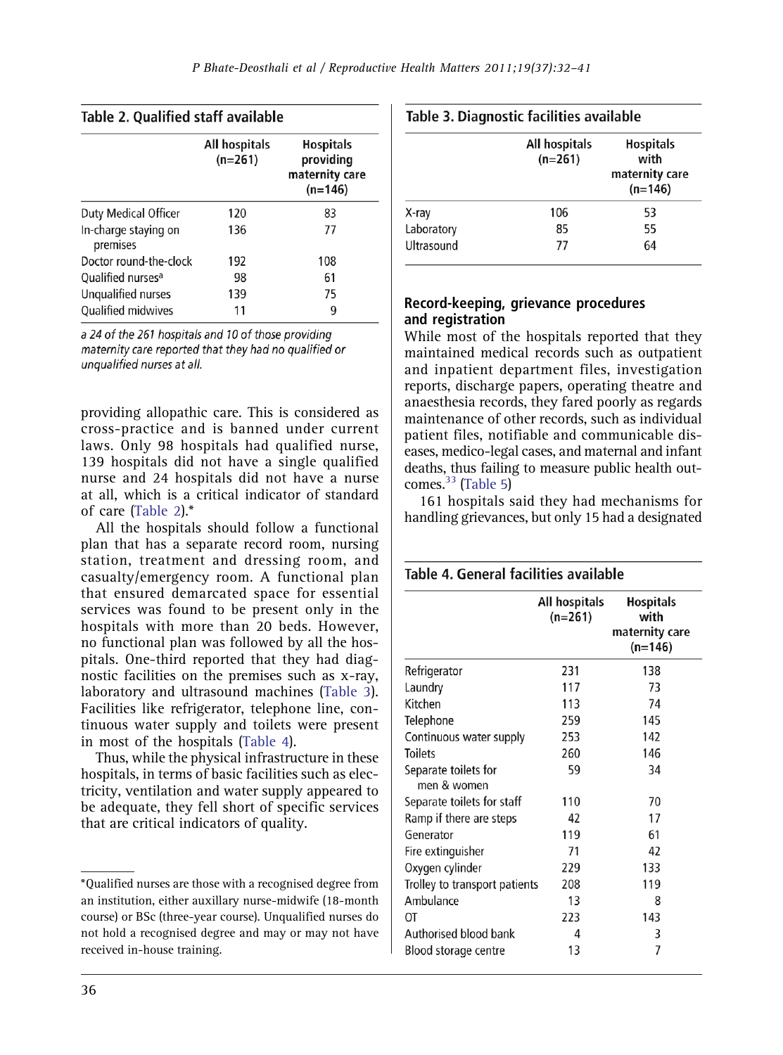**Table 2. Qualified staff available**

| | All hospitals (n=261) | Hospitals providing maternity care (n=146) |
|---|---|---|
| Duty Medical Officer | 120 | 83 |
| In-charge staying on premises | 136 | 77 |
| Doctor round-the-clock | 192 | 108 |
| Qualified nurses[a] | 98 | 61 |
| Unqualified nurses | 139 | 75 |
| Qualified midwives | 11 | 9 |

*a 24 of the 261 hospitals and 10 of those providing maternity care reported that they had no qualified or unqualified nurses at all.*

providing allopathic care. This is considered as cross-practice and is banned under current laws. Only 98 hospitals had qualified nurse, 139 hospitals did not have a single qualified nurse and 24 hospitals did not have a nurse at all, which is a critical indicator of standard of care (Table 2).*

All the hospitals should follow a functional plan that has a separate record room, nursing station, treatment and dressing room, and casualty/emergency room. A functional plan that ensured demarcated space for essential services was found to be present only in the hospitals with more than 20 beds. However, no functional plan was followed by all the hospitals. One-third reported that they had diagnostic facilities on the premises such as x-ray, laboratory and ultrasound machines (Table 3). Facilities like refrigerator, telephone line, continuous water supply and toilets were present in most of the hospitals (Table 4).

Thus, while the physical infrastructure in these hospitals, in terms of basic facilities such as electricity, ventilation and water supply appeared to be adequate, they fell short of specific services that are critical indicators of quality.

*Qualified nurses are those with a recognised degree from an institution, either auxillary nurse-midwife (18-month course) or BSc (three-year course). Unqualified nurses do not hold a recognised degree and may or may not have received in-house training.

**Table 3. Diagnostic facilities available**

| | All hospitals (n=261) | Hospitals with maternity care (n=146) |
|---|---|---|
| X-ray | 106 | 53 |
| Laboratory | 85 | 55 |
| Ultrasound | 77 | 64 |

## Record-keeping, grievance procedures and registration

While most of the hospitals reported that they maintained medical records such as outpatient and inpatient department files, investigation reports, discharge papers, operating theatre and anaesthesia records, they fared poorly as regards maintenance of other records, such as individual patient files, notifiable and communicable diseases, medico-legal cases, and maternal and infant deaths, thus failing to measure public health outcomes.[33] (Table 5)

161 hospitals said they had mechanisms for handling grievances, but only 15 had a designated

**Table 4. General facilities available**

| | All hospitals (n=261) | Hospitals with maternity care (n=146) |
|---|---|---|
| Refrigerator | 231 | 138 |
| Laundry | 117 | 73 |
| Kitchen | 113 | 74 |
| Telephone | 259 | 145 |
| Continuous water supply | 253 | 142 |
| Toilets | 260 | 146 |
| Separate toilets for men & women | 59 | 34 |
| Separate toilets for staff | 110 | 70 |
| Ramp if there are steps | 42 | 17 |
| Generator | 119 | 61 |
| Fire extinguisher | 71 | 42 |
| Oxygen cylinder | 229 | 133 |
| Trolley to transport patients | 208 | 119 |
| Ambulance | 13 | 8 |
| OT | 223 | 143 |
| Authorised blood bank | 4 | 3 |
| Blood storage centre | 13 | 7 |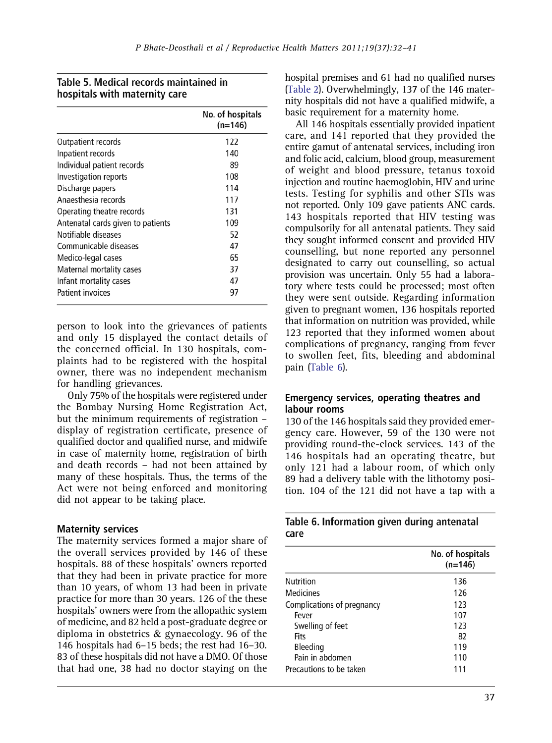**Table 5. Medical records maintained in hospitals with maternity care**

| | No. of hospitals (n=146) |
|---|---|
| Outpatient records | 122 |
| Inpatient records | 140 |
| Individual patient records | 89 |
| Investigation reports | 108 |
| Discharge papers | 114 |
| Anaesthesia records | 117 |
| Operating theatre records | 131 |
| Antenatal cards given to patients | 109 |
| Notifiable diseases | 52 |
| Communicable diseases | 47 |
| Medico-legal cases | 65 |
| Maternal mortality cases | 37 |
| Infant mortality cases | 47 |
| Patient invoices | 97 |

person to look into the grievances of patients and only 15 displayed the contact details of the concerned official. In 130 hospitals, complaints had to be registered with the hospital owner, there was no independent mechanism for handling grievances.

Only 75% of the hospitals were registered under the Bombay Nursing Home Registration Act, but the minimum requirements of registration – display of registration certificate, presence of qualified doctor and qualified nurse, and midwife in case of maternity home, registration of birth and death records – had not been attained by many of these hospitals. Thus, the terms of the Act were not being enforced and monitoring did not appear to be taking place.

### Maternity services

The maternity services formed a major share of the overall services provided by 146 of these hospitals. 88 of these hospitals' owners reported that they had been in private practice for more than 10 years, of whom 13 had been in private practice for more than 30 years. 126 of the these hospitals' owners were from the allopathic system of medicine, and 82 held a post-graduate degree or diploma in obstetrics & gynaecology. 96 of the 146 hospitals had 6–15 beds; the rest had 16–30. 83 of these hospitals did not have a DMO. Of those that had one, 38 had no doctor staying on the hospital premises and 61 had no qualified nurses (Table 2). Overwhelmingly, 137 of the 146 maternity hospitals did not have a qualified midwife, a basic requirement for a maternity home.

All 146 hospitals essentially provided inpatient care, and 141 reported that they provided the entire gamut of antenatal services, including iron and folic acid, calcium, blood group, measurement of weight and blood pressure, tetanus toxoid injection and routine haemoglobin, HIV and urine tests. Testing for syphilis and other STIs was not reported. Only 109 gave patients ANC cards. 143 hospitals reported that HIV testing was compulsorily for all antenatal patients. They said they sought informed consent and provided HIV counselling, but none reported any personnel designated to carry out counselling, so actual provision was uncertain. Only 55 had a laboratory where tests could be processed; most often they were sent outside. Regarding information given to pregnant women, 136 hospitals reported that information on nutrition was provided, while 123 reported that they informed women about complications of pregnancy, ranging from fever to swollen feet, fits, bleeding and abdominal pain (Table 6).

### Emergency services, operating theatres and labour rooms

130 of the 146 hospitals said they provided emergency care. However, 59 of the 130 were not providing round-the-clock services. 143 of the 146 hospitals had an operating theatre, but only 121 had a labour room, of which only 89 had a delivery table with the lithotomy position. 104 of the 121 did not have a tap with a

**Table 6. Information given during antenatal care**

| | No. of hospitals (n=146) |
|---|---|
| Nutrition | 136 |
| Medicines | 126 |
| Complications of pregnancy | 123 |
| Fever | 107 |
| Swelling of feet | 123 |
| Fits | 82 |
| Bleeding | 119 |
| Pain in abdomen | 110 |
| Precautions to be taken | 111 |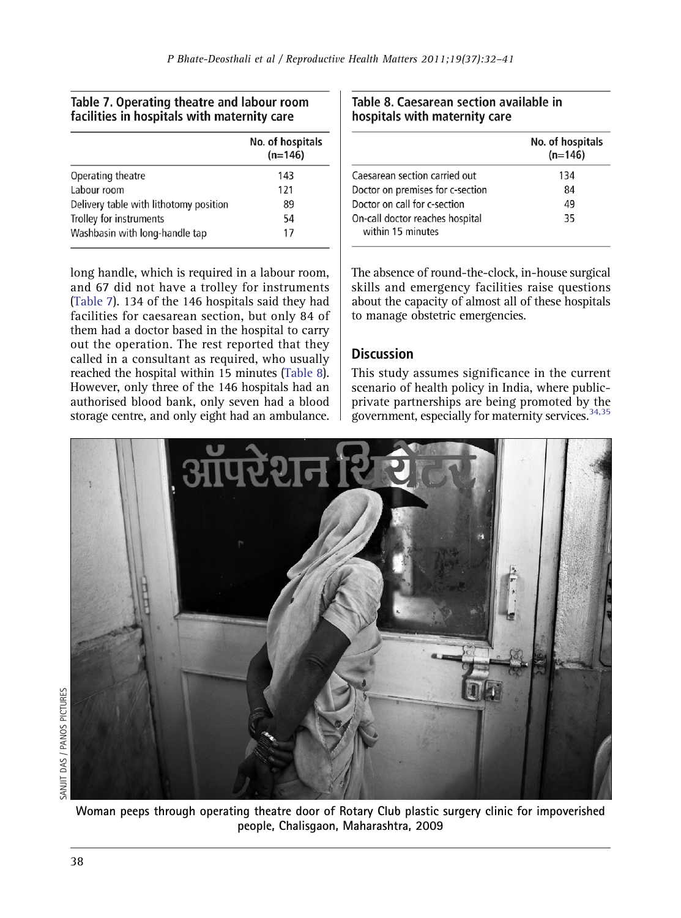**Table 7. Operating theatre and labour room facilities in hospitals with maternity care**

| | No. of hospitals (n=146) |
|---|---|
| Operating theatre | 143 |
| Labour room | 121 |
| Delivery table with lithotomy position | 89 |
| Trolley for instruments | 54 |
| Washbasin with long-handle tap | 17 |

**Table 8. Caesarean section available in hospitals with maternity care**

| | No. of hospitals (n=146) |
|---|---|
| Caesarean section carried out | 134 |
| Doctor on premises for c-section | 84 |
| Doctor on call for c-section | 49 |
| On-call doctor reaches hospital within 15 minutes | 35 |

long handle, which is required in a labour room, and 67 did not have a trolley for instruments (Table 7). 134 of the 146 hospitals said they had facilities for caesarean section, but only 84 of them had a doctor based in the hospital to carry out the operation. The rest reported that they called in a consultant as required, who usually reached the hospital within 15 minutes (Table 8). However, only three of the 146 hospitals had an authorised blood bank, only seven had a blood storage centre, and only eight had an ambulance. The absence of round-the-clock, in-house surgical skills and emergency facilities raise questions about the capacity of almost all of these hospitals to manage obstetric emergencies.

## Discussion

This study assumes significance in the current scenario of health policy in India, where public-private partnerships are being promoted by the government, especially for maternity services.[34,35]

SANJIT DAS / PANOS PICTURES

Woman peeps through operating theatre door of Rotary Club plastic surgery clinic for impoverished people, Chalisgaon, Maharashtra, 2009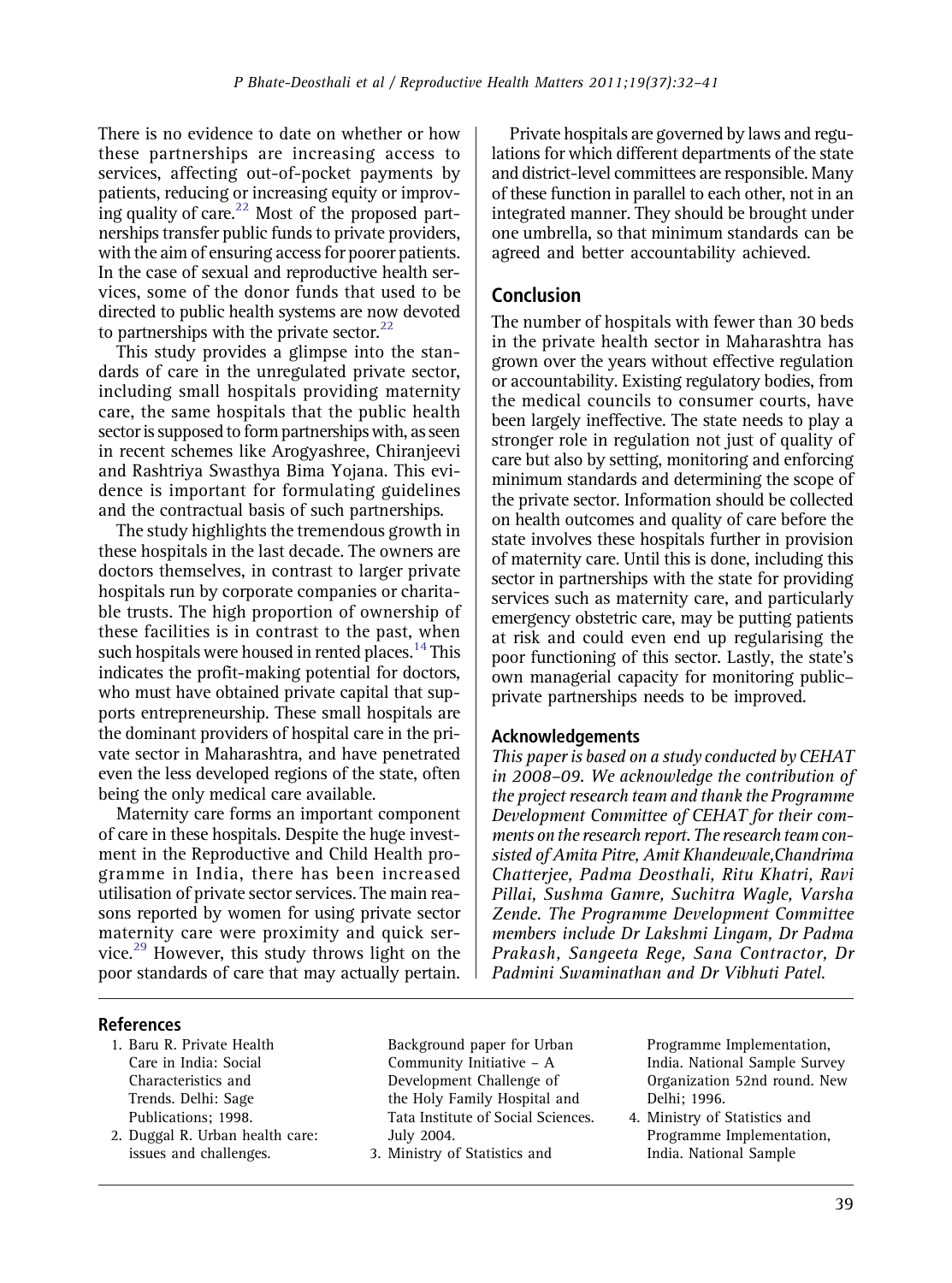There is no evidence to date on whether or how these partnerships are increasing access to services, affecting out-of-pocket payments by patients, reducing or increasing equity or improving quality of care.[22] Most of the proposed partnerships transfer public funds to private providers, with the aim of ensuring access for poorer patients. In the case of sexual and reproductive health services, some of the donor funds that used to be directed to public health systems are now devoted to partnerships with the private sector.[22]

This study provides a glimpse into the standards of care in the unregulated private sector, including small hospitals providing maternity care, the same hospitals that the public health sector is supposed to form partnerships with, as seen in recent schemes like Arogyashree, Chiranjeevi and Rashtriya Swasthya Bima Yojana. This evidence is important for formulating guidelines and the contractual basis of such partnerships.

The study highlights the tremendous growth in these hospitals in the last decade. The owners are doctors themselves, in contrast to larger private hospitals run by corporate companies or charitable trusts. The high proportion of ownership of these facilities is in contrast to the past, when such hospitals were housed in rented places.[14] This indicates the profit-making potential for doctors, who must have obtained private capital that supports entrepreneurship. These small hospitals are the dominant providers of hospital care in the private sector in Maharashtra, and have penetrated even the less developed regions of the state, often being the only medical care available.

Maternity care forms an important component of care in these hospitals. Despite the huge investment in the Reproductive and Child Health programme in India, there has been increased utilisation of private sector services. The main reasons reported by women for using private sector maternity care were proximity and quick service.[29] However, this study throws light on the poor standards of care that may actually pertain.

Private hospitals are governed by laws and regulations for which different departments of the state and district-level committees are responsible. Many of these function in parallel to each other, not in an integrated manner. They should be brought under one umbrella, so that minimum standards can be agreed and better accountability achieved.

## Conclusion

The number of hospitals with fewer than 30 beds in the private health sector in Maharashtra has grown over the years without effective regulation or accountability. Existing regulatory bodies, from the medical councils to consumer courts, have been largely ineffective. The state needs to play a stronger role in regulation not just of quality of care but also by setting, monitoring and enforcing minimum standards and determining the scope of the private sector. Information should be collected on health outcomes and quality of care before the state involves these hospitals further in provision of maternity care. Until this is done, including this sector in partnerships with the state for providing services such as maternity care, and particularly emergency obstetric care, may be putting patients at risk and could even end up regularising the poor functioning of this sector. Lastly, the state's own managerial capacity for monitoring public–private partnerships needs to be improved.

### Acknowledgements

*This paper is based on a study conducted by CEHAT in 2008–09. We acknowledge the contribution of the project research team and thank the Programme Development Committee of CEHAT for their comments on the research report. The research team consisted of Amita Pitre, Amit Khandewale,Chandrima Chatterjee, Padma Deosthali, Ritu Khatri, Ravi Pillai, Sushma Gamre, Suchitra Wagle, Varsha Zende. The Programme Development Committee members include Dr Lakshmi Lingam, Dr Padma Prakash, Sangeeta Rege, Sana Contractor, Dr Padmini Swaminathan and Dr Vibhuti Patel.*

## References

1. Baru R. Private Health Care in India: Social Characteristics and Trends. Delhi: Sage Publications; 1998.
2. Duggal R. Urban health care: issues and challenges. Background paper for Urban Community Initiative – A Development Challenge of the Holy Family Hospital and Tata Institute of Social Sciences. July 2004.
3. Ministry of Statistics and Programme Implementation, India. National Sample Survey Organization 52nd round. New Delhi; 1996.
4. Ministry of Statistics and Programme Implementation, India. National Sample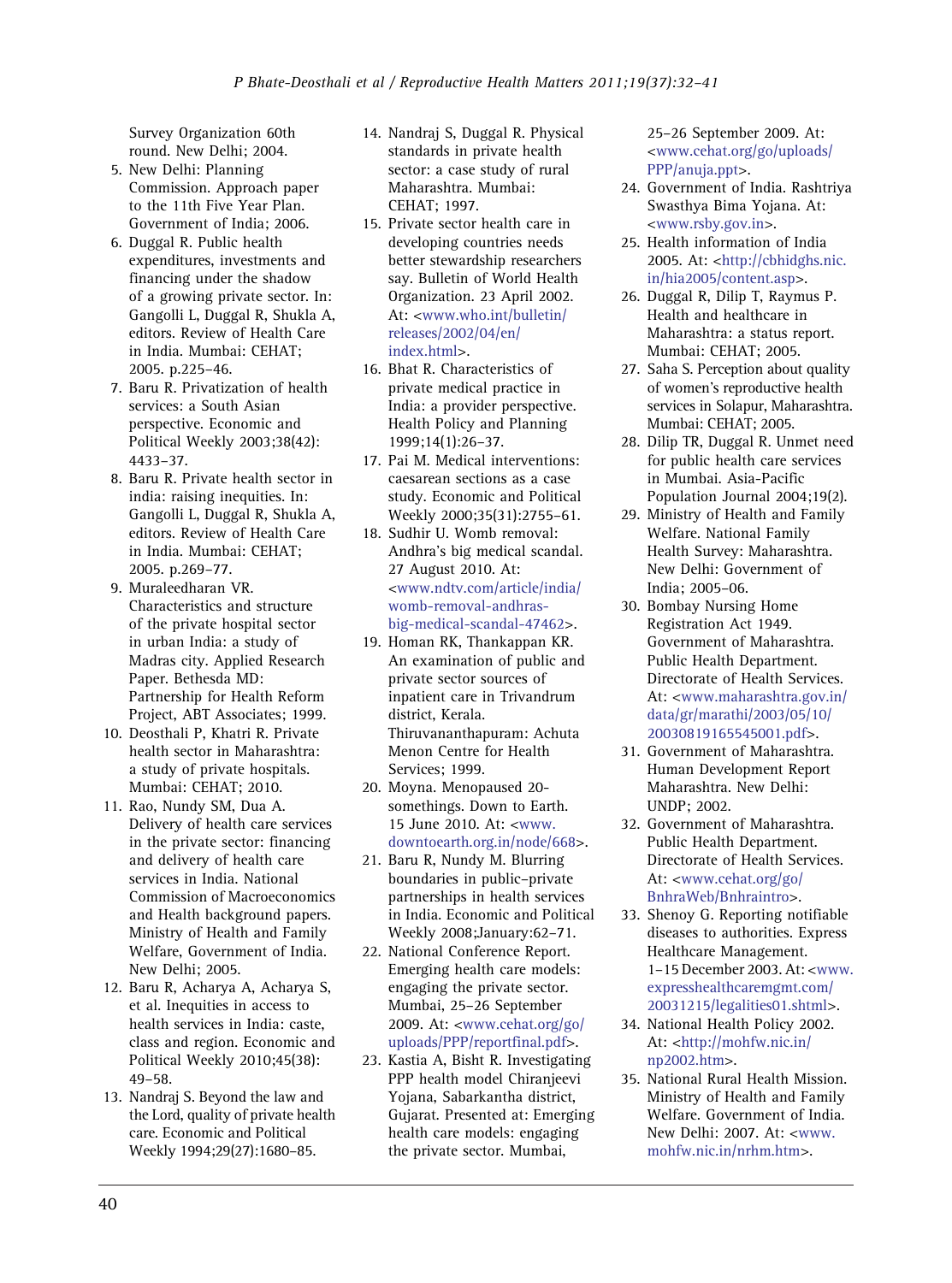Survey Organization 60th round. New Delhi; 2004.

5. New Delhi: Planning Commission. Approach paper to the 11th Five Year Plan. Government of India; 2006.
6. Duggal R. Public health expenditures, investments and financing under the shadow of a growing private sector. In: Gangolli L, Duggal R, Shukla A, editors. Review of Health Care in India. Mumbai: CEHAT; 2005. p.225–46.
7. Baru R. Privatization of health services: a South Asian perspective. Economic and Political Weekly 2003;38(42): 4433–37.
8. Baru R. Private health sector in india: raising inequities. In: Gangolli L, Duggal R, Shukla A, editors. Review of Health Care in India. Mumbai: CEHAT; 2005. p.269–77.
9. Muraleedharan VR. Characteristics and structure of the private hospital sector in urban India: a study of Madras city. Applied Research Paper. Bethesda MD: Partnership for Health Reform Project, ABT Associates; 1999.
10. Deosthali P, Khatri R. Private health sector in Maharashtra: a study of private hospitals. Mumbai: CEHAT; 2010.
11. Rao, Nundy SM, Dua A. Delivery of health care services in the private sector: financing and delivery of health care services in India. National Commission of Macroeconomics and Health background papers. Ministry of Health and Family Welfare, Government of India. New Delhi; 2005.
12. Baru R, Acharya A, Acharya S, et al. Inequities in access to health services in India: caste, class and region. Economic and Political Weekly 2010;45(38): 49–58.
13. Nandraj S. Beyond the law and the Lord, quality of private health care. Economic and Political Weekly 1994;29(27):1680–85.
14. Nandraj S, Duggal R. Physical standards in private health sector: a case study of rural Maharashtra. Mumbai: CEHAT; 1997.
15. Private sector health care in developing countries needs better stewardship researchers say. Bulletin of World Health Organization. 23 April 2002. At: <www.who.int/bulletin/releases/2002/04/en/index.html>.
16. Bhat R. Characteristics of private medical practice in India: a provider perspective. Health Policy and Planning 1999;14(1):26–37.
17. Pai M. Medical interventions: caesarean sections as a case study. Economic and Political Weekly 2000;35(31):2755–61.
18. Sudhir U. Womb removal: Andhra's big medical scandal. 27 August 2010. At: <www.ndtv.com/article/india/womb-removal-andhras-big-medical-scandal-47462>.
19. Homan RK, Thankappan KR. An examination of public and private sector sources of inpatient care in Trivandrum district, Kerala. Thiruvananthapuram: Achuta Menon Centre for Health Services; 1999.
20. Moyna. Menopaused 20-somethings. Down to Earth. 15 June 2010. At: <www.downtoearth.org.in/node/668>.
21. Baru R, Nundy M. Blurring boundaries in public–private partnerships in health services in India. Economic and Political Weekly 2008;January:62–71.
22. National Conference Report. Emerging health care models: engaging the private sector. Mumbai, 25–26 September 2009. At: <www.cehat.org/go/uploads/PPP/reportfinal.pdf>.
23. Kastia A, Bisht R. Investigating PPP health model Chiranjeevi Yojana, Sabarkantha district, Gujarat. Presented at: Emerging health care models: engaging the private sector. Mumbai, 25–26 September 2009. At: <www.cehat.org/go/uploads/PPP/anuja.ppt>.
24. Government of India. Rashtriya Swasthya Bima Yojana. At: <www.rsby.gov.in>.
25. Health information of India 2005. At: <http://cbhidghs.nic.in/hia2005/content.asp>.
26. Duggal R, Dilip T, Raymus P. Health and healthcare in Maharashtra: a status report. Mumbai: CEHAT; 2005.
27. Saha S. Perception about quality of women's reproductive health services in Solapur, Maharashtra. Mumbai: CEHAT; 2005.
28. Dilip TR, Duggal R. Unmet need for public health care services in Mumbai. Asia-Pacific Population Journal 2004;19(2).
29. Ministry of Health and Family Welfare. National Family Health Survey: Maharashtra. New Delhi: Government of India; 2005–06.
30. Bombay Nursing Home Registration Act 1949. Government of Maharashtra. Public Health Department. Directorate of Health Services. At: <www.maharashtra.gov.in/data/gr/marathi/2003/05/10/20030819165545001.pdf>.
31. Government of Maharashtra. Human Development Report Maharashtra. New Delhi: UNDP; 2002.
32. Government of Maharashtra. Public Health Department. Directorate of Health Services. At: <www.cehat.org/go/BnhraWeb/Bnhraintro>.
33. Shenoy G. Reporting notifiable diseases to authorities. Express Healthcare Management. 1–15 December 2003. At: <www.expresshealthcaremgmt.com/20031215/legalities01.shtml>.
34. National Health Policy 2002. At: <http://mohfw.nic.in/np2002.htm>.
35. National Rural Health Mission. Ministry of Health and Family Welfare. Government of India. New Delhi: 2007. At: <www.mohfw.nic.in/nrhm.htm>.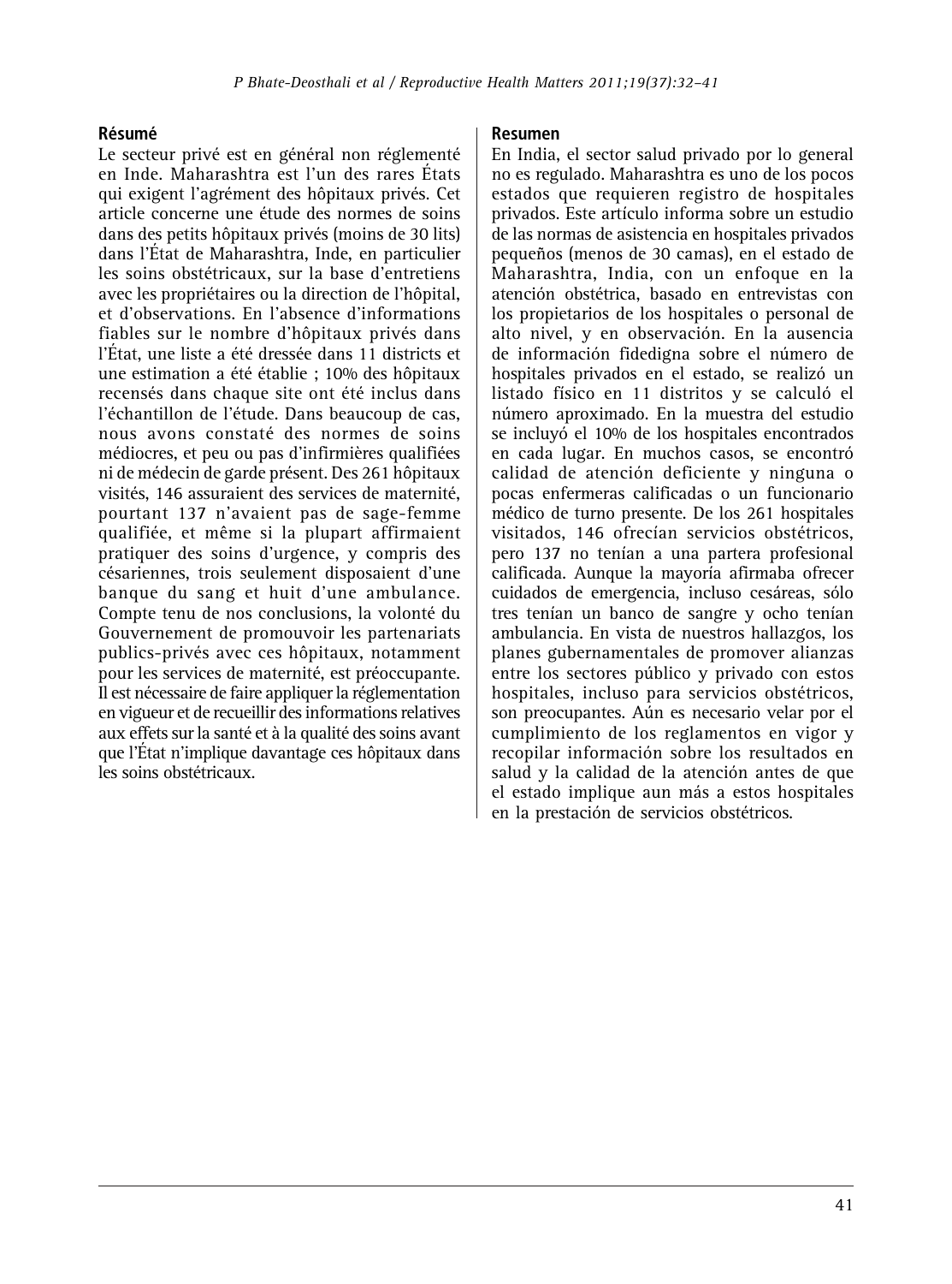## Résumé

Le secteur privé est en général non réglementé en Inde. Maharashtra est l'un des rares États qui exigent l'agrément des hôpitaux privés. Cet article concerne une étude des normes de soins dans des petits hôpitaux privés (moins de 30 lits) dans l'État de Maharashtra, Inde, en particulier les soins obstétricaux, sur la base d'entretiens avec les propriétaires ou la direction de l'hôpital, et d'observations. En l'absence d'informations fiables sur le nombre d'hôpitaux privés dans l'État, une liste a été dressée dans 11 districts et une estimation a été établie ; 10% des hôpitaux recensés dans chaque site ont été inclus dans l'échantillon de l'étude. Dans beaucoup de cas, nous avons constaté des normes de soins médiocres, et peu ou pas d'infirmières qualifiées ni de médecin de garde présent. Des 261 hôpitaux visités, 146 assuraient des services de maternité, pourtant 137 n'avaient pas de sage-femme qualifiée, et même si la plupart affirmaient pratiquer des soins d'urgence, y compris des césariennes, trois seulement disposaient d'une banque du sang et huit d'une ambulance. Compte tenu de nos conclusions, la volonté du Gouvernement de promouvoir les partenariats publics-privés avec ces hôpitaux, notamment pour les services de maternité, est préoccupante. Il est nécessaire de faire appliquer la réglementation en vigueur et de recueillir des informations relatives aux effets sur la santé et à la qualité des soins avant que l'État n'implique davantage ces hôpitaux dans les soins obstétricaux.

## Resumen

En India, el sector salud privado por lo general no es regulado. Maharashtra es uno de los pocos estados que requieren registro de hospitales privados. Este artículo informa sobre un estudio de las normas de asistencia en hospitales privados pequeños (menos de 30 camas), en el estado de Maharashtra, India, con un enfoque en la atención obstétrica, basado en entrevistas con los propietarios de los hospitales o personal de alto nivel, y en observación. En la ausencia de información fidedigna sobre el número de hospitales privados en el estado, se realizó un listado físico en 11 distritos y se calculó el número aproximado. En la muestra del estudio se incluyó el 10% de los hospitales encontrados en cada lugar. En muchos casos, se encontró calidad de atención deficiente y ninguna o pocas enfermeras calificadas o un funcionario médico de turno presente. De los 261 hospitales visitados, 146 ofrecían servicios obstétricos, pero 137 no tenían a una partera profesional calificada. Aunque la mayoría afirmaba ofrecer cuidados de emergencia, incluso cesáreas, sólo tres tenían un banco de sangre y ocho tenían ambulancia. En vista de nuestros hallazgos, los planes gubernamentales de promover alianzas entre los sectores público y privado con estos hospitales, incluso para servicios obstétricos, son preocupantes. Aún es necesario velar por el cumplimiento de los reglamentos en vigor y recopilar información sobre los resultados en salud y la calidad de la atención antes de que el estado implique aun más a estos hospitales en la prestación de servicios obstétricos.